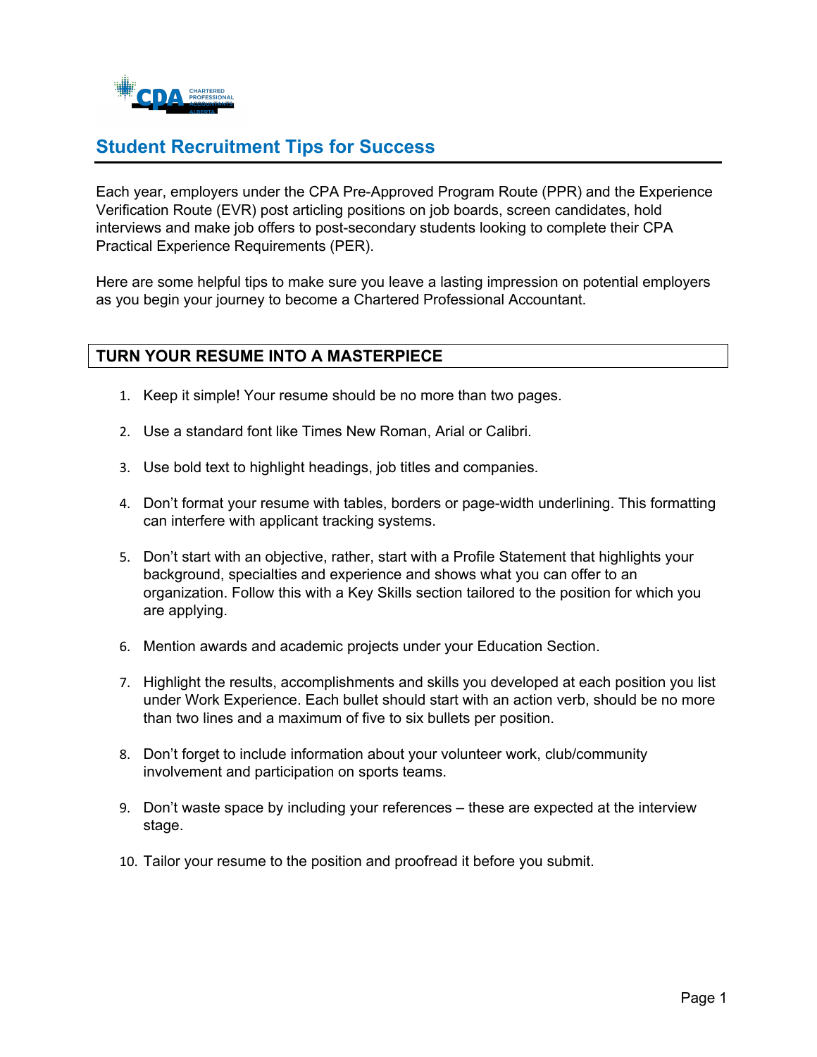# Student Recruitment Tips for Success

Each year, employers under the CPA Pre-Approved Program Route (PPR) and the Experience Verification Route (EVR) post articling positions on job boards, screen candidates, hold interviews and make job offers to post-secondary students looking to complete their CPA Practical Experience Requirements (PER).

Here are some helpful tips to make sure you leave a lasting impression on potential employers as you begin your journey to become a Chartered Professional Accountant.

## TURN YOUR RESUME INTO A MASTERPIECE

1. Keep it simple! Your resume should be no more than two pages.
2. Use a standard font like Times New Roman, Arial or Calibri.
3. Use bold text to highlight headings, job titles and companies.
4. Don't format your resume with tables, borders or page-width underlining. This formatting can interfere with applicant tracking systems.
5. Don't start with an objective, rather, start with a Profile Statement that highlights your background, specialties and experience and shows what you can offer to an organization. Follow this with a Key Skills section tailored to the position for which you are applying.
6. Mention awards and academic projects under your Education Section.
7. Highlight the results, accomplishments and skills you developed at each position you list under Work Experience. Each bullet should start with an action verb, should be no more than two lines and a maximum of five to six bullets per position.
8. Don't forget to include information about your volunteer work, club/community involvement and participation on sports teams.
9. Don't waste space by including your references – these are expected at the interview stage.
10. Tailor your resume to the position and proofread it before you submit.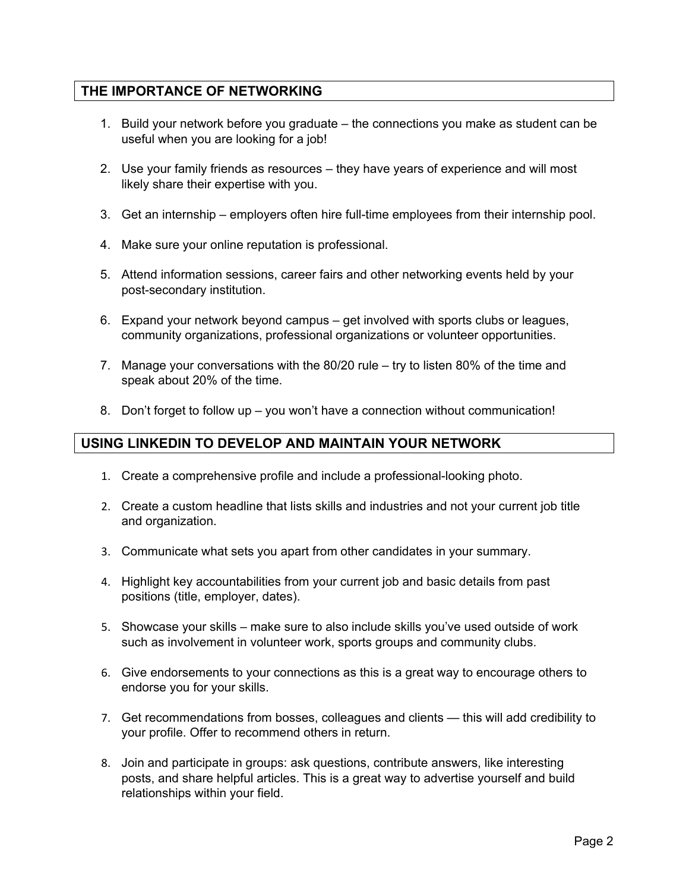## THE IMPORTANCE OF NETWORKING

1. Build your network before you graduate – the connections you make as student can be useful when you are looking for a job!
2. Use your family friends as resources – they have years of experience and will most likely share their expertise with you.
3. Get an internship – employers often hire full-time employees from their internship pool.
4. Make sure your online reputation is professional.
5. Attend information sessions, career fairs and other networking events held by your post-secondary institution.
6. Expand your network beyond campus – get involved with sports clubs or leagues, community organizations, professional organizations or volunteer opportunities.
7. Manage your conversations with the 80/20 rule – try to listen 80% of the time and speak about 20% of the time.
8. Don't forget to follow up – you won't have a connection without communication!

## USING LINKEDIN TO DEVELOP AND MAINTAIN YOUR NETWORK

1. Create a comprehensive profile and include a professional-looking photo.
2. Create a custom headline that lists skills and industries and not your current job title and organization.
3. Communicate what sets you apart from other candidates in your summary.
4. Highlight key accountabilities from your current job and basic details from past positions (title, employer, dates).
5. Showcase your skills – make sure to also include skills you've used outside of work such as involvement in volunteer work, sports groups and community clubs.
6. Give endorsements to your connections as this is a great way to encourage others to endorse you for your skills.
7. Get recommendations from bosses, colleagues and clients — this will add credibility to your profile. Offer to recommend others in return.
8. Join and participate in groups: ask questions, contribute answers, like interesting posts, and share helpful articles. This is a great way to advertise yourself and build relationships within your field.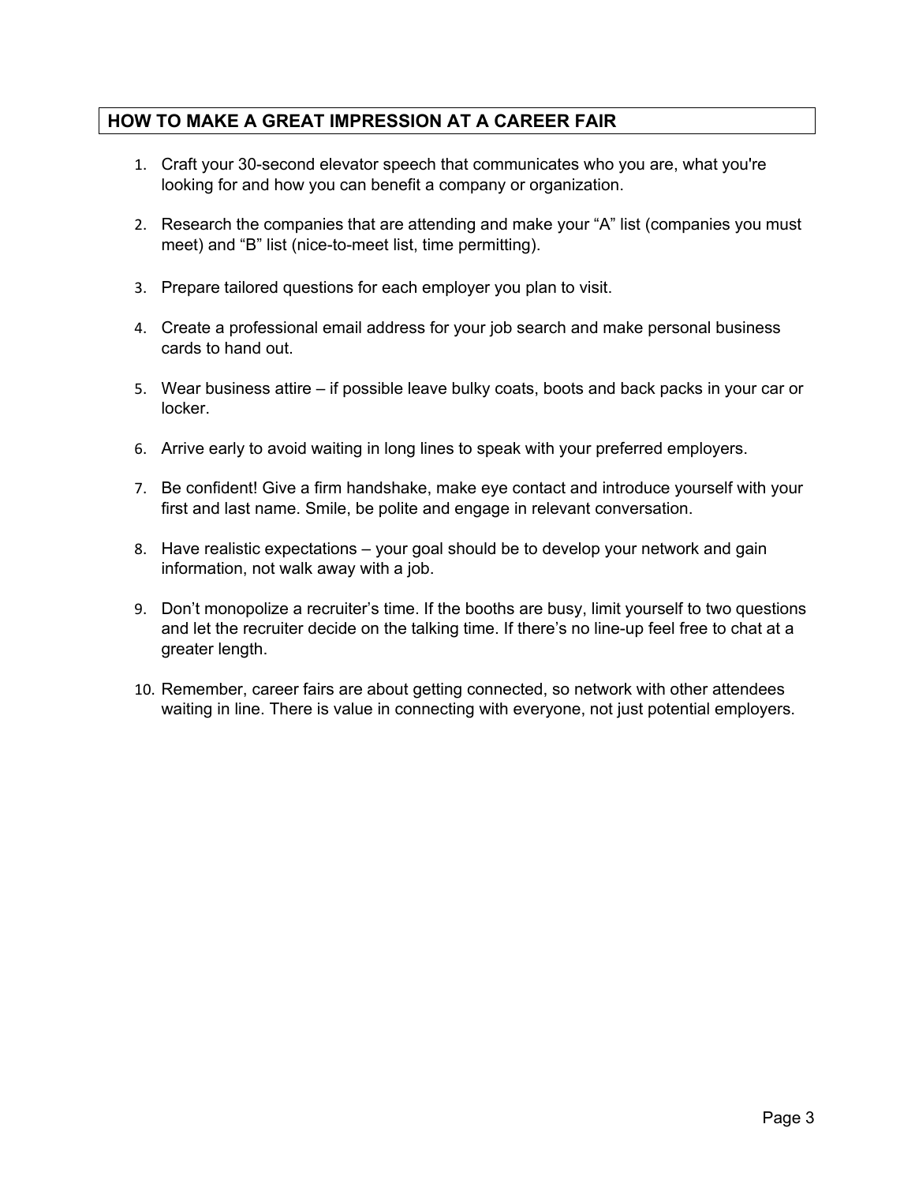## HOW TO MAKE A GREAT IMPRESSION AT A CAREER FAIR

1. Craft your 30-second elevator speech that communicates who you are, what you're looking for and how you can benefit a company or organization.

2. Research the companies that are attending and make your "A" list (companies you must meet) and "B" list (nice-to-meet list, time permitting).

3. Prepare tailored questions for each employer you plan to visit.

4. Create a professional email address for your job search and make personal business cards to hand out.

5. Wear business attire – if possible leave bulky coats, boots and back packs in your car or locker.

6. Arrive early to avoid waiting in long lines to speak with your preferred employers.

7. Be confident! Give a firm handshake, make eye contact and introduce yourself with your first and last name. Smile, be polite and engage in relevant conversation.

8. Have realistic expectations – your goal should be to develop your network and gain information, not walk away with a job.

9. Don't monopolize a recruiter's time. If the booths are busy, limit yourself to two questions and let the recruiter decide on the talking time. If there's no line-up feel free to chat at a greater length.

10. Remember, career fairs are about getting connected, so network with other attendees waiting in line. There is value in connecting with everyone, not just potential employers.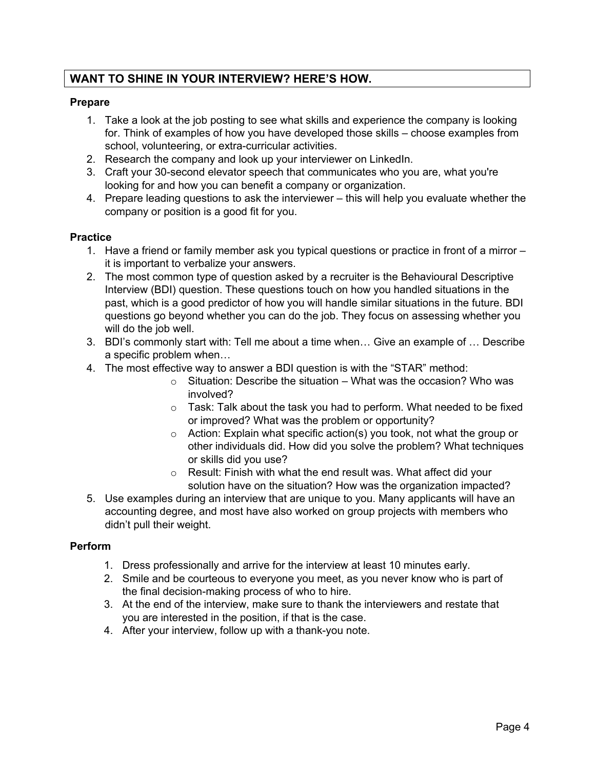## WANT TO SHINE IN YOUR INTERVIEW? HERE'S HOW.

**Prepare**

1. Take a look at the job posting to see what skills and experience the company is looking for. Think of examples of how you have developed those skills – choose examples from school, volunteering, or extra-curricular activities.
2. Research the company and look up your interviewer on LinkedIn.
3. Craft your 30-second elevator speech that communicates who you are, what you're looking for and how you can benefit a company or organization.
4. Prepare leading questions to ask the interviewer – this will help you evaluate whether the company or position is a good fit for you.

**Practice**

1. Have a friend or family member ask you typical questions or practice in front of a mirror – it is important to verbalize your answers.
2. The most common type of question asked by a recruiter is the Behavioural Descriptive Interview (BDI) question. These questions touch on how you handled situations in the past, which is a good predictor of how you will handle similar situations in the future. BDI questions go beyond whether you can do the job. They focus on assessing whether you will do the job well.
3. BDI's commonly start with: Tell me about a time when… Give an example of … Describe a specific problem when…
4. The most effective way to answer a BDI question is with the "STAR" method:
   - Situation: Describe the situation – What was the occasion? Who was involved?
   - Task: Talk about the task you had to perform. What needed to be fixed or improved? What was the problem or opportunity?
   - Action: Explain what specific action(s) you took, not what the group or other individuals did. How did you solve the problem? What techniques or skills did you use?
   - Result: Finish with what the end result was. What affect did your solution have on the situation? How was the organization impacted?
5. Use examples during an interview that are unique to you. Many applicants will have an accounting degree, and most have also worked on group projects with members who didn't pull their weight.

**Perform**

1. Dress professionally and arrive for the interview at least 10 minutes early.
2. Smile and be courteous to everyone you meet, as you never know who is part of the final decision-making process of who to hire.
3. At the end of the interview, make sure to thank the interviewers and restate that you are interested in the position, if that is the case.
4. After your interview, follow up with a thank-you note.